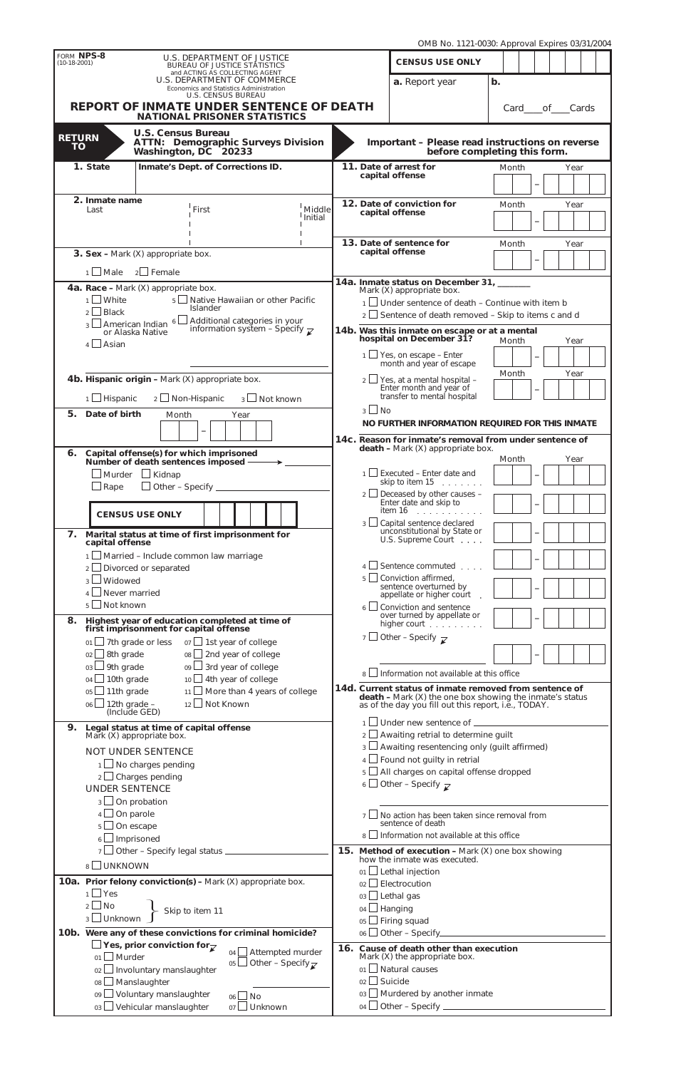OMB No. 1121-0030: Approval Expires 03/31/2004

FORM **NPS-8**
(10-18-2001)

U.S. DEPARTMENT OF JUSTICE
BUREAU OF JUSTICE STATISTICS
and ACTING AS COLLECTING AGENT
U.S. DEPARTMENT OF COMMERCE
Economics and Statistics Administration
U.S. CENSUS BUREAU

# REPORT OF INMATE UNDER SENTENCE OF DEATH
## NATIONAL PRISONER STATISTICS

**CENSUS USE ONLY**

**a.** Report year

**b.** Card \_\_\_ of \_\_\_ Cards

**RETURN TO** **U.S. Census Bureau**
**ATTN: Demographic Surveys Division**
**Washington, DC 20233**

**Important – Please read instructions on reverse before completing this form.**

**1. State** | **Inmate's Dept. of Corrections ID.**

**2. Inmate name**
Last | First | Middle Initial

**3. Sex –** Mark (X) appropriate box.
1 ☐ Male 2 ☐ Female

**4a. Race –** Mark (X) appropriate box.
1 ☐ White
2 ☐ Black
3 ☐ American Indian or Alaska Native
4 ☐ Asian
5 ☐ Native Hawaiian or other Pacific Islander
6 ☐ Additional categories in your information system – Specify

**4b. Hispanic origin –** Mark (X) appropriate box.
1 ☐ Hispanic 2 ☐ Non-Hispanic 3 ☐ Not known

**5. Date of birth** Month – Year

**6. Capital offense(s) for which imprisoned**
**Number of death sentences imposed** →
☐ Murder ☐ Kidnap
☐ Rape ☐ Other – Specify \_\_\_\_\_\_\_\_

**CENSUS USE ONLY**

**7. Marital status at time of first imprisonment for capital offense**
1 ☐ Married – Include common law marriage
2 ☐ Divorced or separated
3 ☐ Widowed
4 ☐ Never married
5 ☐ Not known

**8. Highest year of education completed at time of first imprisonment for capital offense**
01 ☐ 7th grade or less
02 ☐ 8th grade
03 ☐ 9th grade
04 ☐ 10th grade
05 ☐ 11th grade
06 ☐ 12th grade – (Include GED)
07 ☐ 1st year of college
08 ☐ 2nd year of college
09 ☐ 3rd year of college
10 ☐ 4th year of college
11 ☐ More than 4 years of college
12 ☐ Not Known

**9. Legal status at time of capital offense**
Mark (X) appropriate box.

NOT UNDER SENTENCE
1 ☐ No charges pending
2 ☐ Charges pending

UNDER SENTENCE
3 ☐ On probation
4 ☐ On parole
5 ☐ On escape
6 ☐ Imprisoned
7 ☐ Other – Specify legal status \_\_\_\_\_\_\_\_
8 ☐ UNKNOWN

**10a. Prior felony conviction(s) –** Mark (X) appropriate box.
1 ☐ Yes
2 ☐ No } Skip to item 11
3 ☐ Unknown }

**10b. Were any of these convictions for criminal homicide?**
☐ Yes, prior conviction for
01 ☐ Murder
02 ☐ Involuntary manslaughter
08 ☐ Manslaughter
09 ☐ Voluntary manslaughter
03 ☐ Vehicular manslaughter
04 ☐ Attempted murder
05 ☐ Other – Specify \_\_\_\_\_\_\_\_
06 ☐ No
07 ☐ Unknown

**11. Date of arrest for capital offense** Month – Year

**12. Date of conviction for capital offense** Month – Year

**13. Date of sentence for capital offense** Month – Year

**14a. Inmate status on December 31, \_\_\_\_\_\_**
Mark (X) appropriate box.
1 ☐ Under sentence of death – Continue with item b
2 ☐ Sentence of death removed – Skip to items c and d

**14b. Was this inmate on escape or at a mental hospital on December 31?**
1 ☐ Yes, on escape – Enter month and year of escape (Month – Year)
2 ☐ Yes, at a mental hospital – Enter month and year of transfer to mental hospital (Month – Year)
3 ☐ No

**NO FURTHER INFORMATION REQUIRED FOR THIS INMATE**

**14c. Reason for inmate's removal from under sentence of death –** Mark (X) appropriate box. (Month – Year)
1 ☐ Executed – Enter date and skip to item 15
2 ☐ Deceased by other causes – Enter date and skip to item 16
3 ☐ Capital sentence declared unconstitutional by State or U.S. Supreme Court
4 ☐ Sentence commuted
5 ☐ Conviction affirmed, sentence overturned by appellate or higher court
6 ☐ Conviction and sentence over turned by appellate or higher court
7 ☐ Other – Specify \_\_\_\_\_\_\_\_
8 ☐ Information not available at this office

**14d. Current status of inmate removed from sentence of death –** Mark (X) the one box showing the inmate's status as of the day you fill out this report, i.e., TODAY.
1 ☐ Under new sentence of \_\_\_\_\_\_\_\_
2 ☐ Awaiting retrial to determine guilt
3 ☐ Awaiting resentencing only (guilt affirmed)
4 ☐ Found not guilty in retrial
5 ☐ All charges on capital offense dropped
6 ☐ Other – Specify \_\_\_\_\_\_\_\_
7 ☐ No action has been taken since removal from sentence of death
8 ☐ Information not available at this office

**15. Method of execution –** Mark (X) one box showing how the inmate was executed.
01 ☐ Lethal injection
02 ☐ Electrocution
03 ☐ Lethal gas
04 ☐ Hanging
05 ☐ Firing squad
06 ☐ Other – Specify \_\_\_\_\_\_\_\_

**16. Cause of death other than execution**
Mark (X) the appropriate box.
01 ☐ Natural causes
02 ☐ Suicide
03 ☐ Murdered by another inmate
04 ☐ Other – Specify \_\_\_\_\_\_\_\_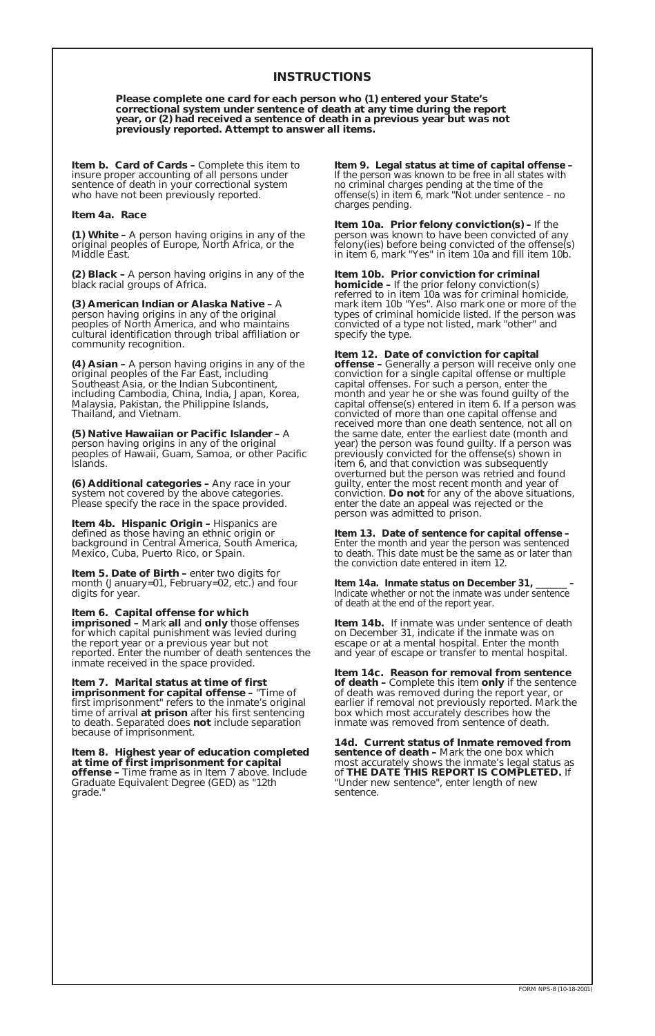# INSTRUCTIONS

**Please complete one card for each person who (1) entered your State's correctional system under sentence of death at any time during the report year, or (2) had received a sentence of death in a previous year but was not previously reported. Attempt to answer all items.**

**Item b. Card of Cards –** Complete this item to insure proper accounting of all persons under sentence of death in your correctional system who have not been previously reported.

**Item 4a. Race**

**(1) White –** A person having origins in any of the original peoples of Europe, North Africa, or the Middle East.

**(2) Black –** A person having origins in any of the black racial groups of Africa.

**(3) American Indian or Alaska Native –** A person having origins in any of the original peoples of North America, and who maintains cultural identification through tribal affiliation or community recognition.

**(4) Asian –** A person having origins in any of the original peoples of the Far East, including Southeast Asia, or the Indian Subcontinent, including Cambodia, China, India, Japan, Korea, Malaysia, Pakistan, the Philippine Islands, Thailand, and Vietnam.

**(5) Native Hawaiian or Pacific Islander –** A person having origins in any of the original peoples of Hawaii, Guam, Samoa, or other Pacific Islands.

**(6) Additional categories –** Any race in your system not covered by the above categories. Please specify the race in the space provided.

**Item 4b. Hispanic Origin –** Hispanics are defined as those having an ethnic origin or background in Central America, South America, Mexico, Cuba, Puerto Rico, or Spain.

**Item 5. Date of Birth –** enter two digits for month (January=01, February=02, etc.) and four digits for year.

**Item 6. Capital offense for which imprisoned –** Mark **all** and **only** those offenses for which capital punishment was levied during the report year or a previous year but not reported. Enter the number of death sentences the inmate received in the space provided.

**Item 7. Marital status at time of first imprisonment for capital offense –** "Time of first imprisonment" refers to the inmate's original time of arrival **at prison** after his first sentencing to death. Separated does **not** include separation because of imprisonment.

**Item 8. Highest year of education completed at time of first imprisonment for capital offense –** Time frame as in Item 7 above. Include Graduate Equivalent Degree (GED) as "12th grade."

**Item 9. Legal status at time of capital offense –** If the person was known to be free in all states with no criminal charges pending at the time of the offense(s) in item 6, mark "Not under sentence – no charges pending.

**Item 10a. Prior felony conviction(s) –** If the person was known to have been convicted of any felony(ies) before being convicted of the offense(s) in item 6, mark "Yes" in item 10a and fill item 10b.

**Item 10b. Prior conviction for criminal homicide –** If the prior felony conviction(s) referred to in item 10a was for criminal homicide, mark item 10b "Yes". Also mark one or more of the types of criminal homicide listed. If the person was convicted of a type not listed, mark "other" and specify the type.

**Item 12. Date of conviction for capital offense –** Generally a person will receive only one conviction for a single capital offense or multiple capital offenses. For such a person, enter the month and year he or she was found guilty of the capital offense(s) entered in item 6. If a person was convicted of more than one capital offense and received more than one death sentence, not all on the same date, enter the earliest date (month and year) the person was found guilty. If a person was previously convicted for the offense(s) shown in item 6, and that conviction was subsequently overturned but the person was retried and found guilty, enter the most recent month and year of conviction. **Do not** for any of the above situations, enter the date an appeal was rejected or the person was admitted to prison.

**Item 13. Date of sentence for capital offense –** Enter the month and year the person was sentenced to death. This date must be the same as or later than the conviction date entered in item 12.

**Item 14a. Inmate status on December 31, ______ –** Indicate whether or not the inmate was under sentence of death at the end of the report year.

**Item 14b.** If inmate was under sentence of death on December 31, indicate if the inmate was on escape or at a mental hospital. Enter the month and year of escape or transfer to mental hospital.

**Item 14c. Reason for removal from sentence of death –** Complete this item **only** if the sentence of death was removed during the report year, or earlier if removal not previously reported. Mark the box which most accurately describes how the inmate was removed from sentence of death.

**14d. Current status of Inmate removed from sentence of death –** Mark the one box which most accurately shows the inmate's legal status as of **THE DATE THIS REPORT IS COMPLETED.** If "Under new sentence", enter length of new sentence.

FORM NPS-8 (10-18-2001)